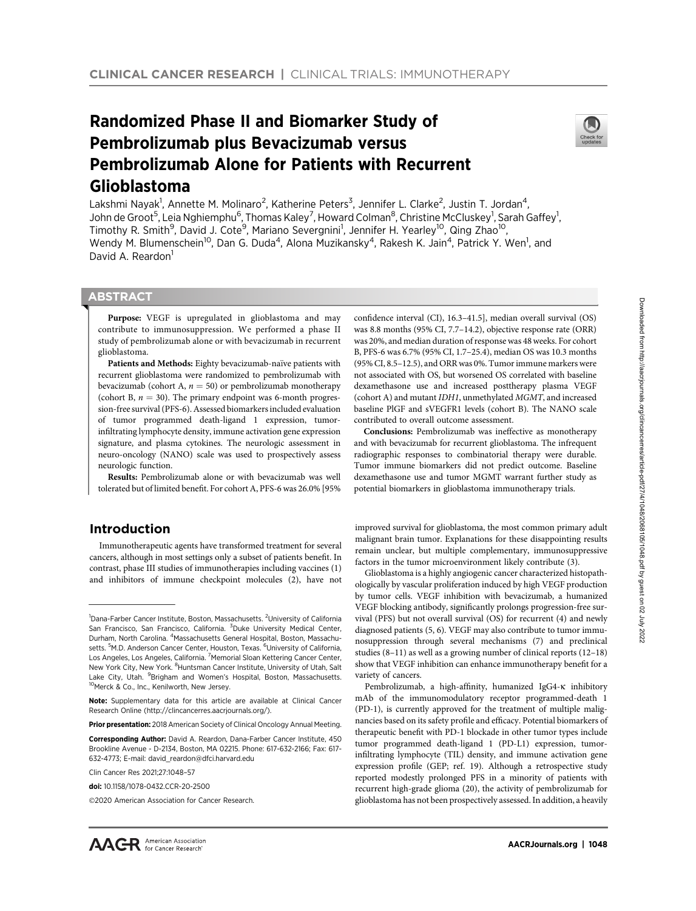CLINICAL CANCER RESEARCH | CLINICAL TRIALS: IMMUNOTHERAPY

# Randomized Phase II and Biomarker Study of Pembrolizumab plus Bevacizumab versus Pembrolizumab Alone for Patients with Recurrent Glioblastoma

Lakshmi Nayak[1], Annette M. Molinaro[2], Katherine Peters[3], Jennifer L. Clarke[2], Justin T. Jordan[4], John de Groot[5], Leia Nghiemphu[6], Thomas Kaley[7], Howard Colman[8], Christine McCluskey[1], Sarah Gaffey[1], Timothy R. Smith[9], David J. Cote[9], Mariano Severgnini[1], Jennifer H. Yearley[10], Qing Zhao[10], Wendy M. Blumenschein[10], Dan G. Duda[4], Alona Muzikansky[4], Rakesh K. Jain[4], Patrick Y. Wen[1], and David A. Reardon[1]

## ABSTRACT

**Purpose:** VEGF is upregulated in glioblastoma and may contribute to immunosuppression. We performed a phase II study of pembrolizumab alone or with bevacizumab in recurrent glioblastoma.

**Patients and Methods:** Eighty bevacizumab-naïve patients with recurrent glioblastoma were randomized to pembrolizumab with bevacizumab (cohort A, $n = 50$) or pembrolizumab monotherapy (cohort B, $n = 30$). The primary endpoint was 6-month progression-free survival (PFS-6). Assessed biomarkers included evaluation of tumor programmed death-ligand 1 expression, tumor-infiltrating lymphocyte density, immune activation gene expression signature, and plasma cytokines. The neurologic assessment in neuro-oncology (NANO) scale was used to prospectively assess neurologic function.

**Results:** Pembrolizumab alone or with bevacizumab was well tolerated but of limited benefit. For cohort A, PFS-6 was 26.0% [95% confidence interval (CI), 16.3–41.5], median overall survival (OS) was 8.8 months (95% CI, 7.7–14.2), objective response rate (ORR) was 20%, and median duration of response was 48 weeks. For cohort B, PFS-6 was 6.7% (95% CI, 1.7–25.4), median OS was 10.3 months (95% CI, 8.5–12.5), and ORR was 0%. Tumor immune markers were not associated with OS, but worsened OS correlated with baseline dexamethasone use and increased posttherapy plasma VEGF (cohort A) and mutant *IDH1*, unmethylated *MGMT*, and increased baseline PlGF and sVEGFR1 levels (cohort B). The NANO scale contributed to overall outcome assessment.

**Conclusions:** Pembrolizumab was ineffective as monotherapy and with bevacizumab for recurrent glioblastoma. The infrequent radiographic responses to combinatorial therapy were durable. Tumor immune biomarkers did not predict outcome. Baseline dexamethasone use and tumor MGMT warrant further study as potential biomarkers in glioblastoma immunotherapy trials.

## Introduction

Immunotherapeutic agents have transformed treatment for several cancers, although in most settings only a subset of patients benefit. In contrast, phase III studies of immunotherapies including vaccines (1) and inhibitors of immune checkpoint molecules (2), have not improved survival for glioblastoma, the most common primary adult malignant brain tumor. Explanations for these disappointing results remain unclear, but multiple complementary, immunosuppressive factors in the tumor microenvironment likely contribute (3).

Glioblastoma is a highly angiogenic cancer characterized histopathologically by vascular proliferation induced by high VEGF production by tumor cells. VEGF inhibition with bevacizumab, a humanized VEGF blocking antibody, significantly prolongs progression-free survival (PFS) but not overall survival (OS) for recurrent (4) and newly diagnosed patients (5, 6). VEGF may also contribute to tumor immunosuppression through several mechanisms (7) and preclinical studies (8–11) as well as a growing number of clinical reports (12–18) show that VEGF inhibition can enhance immunotherapy benefit for a variety of cancers.

Pembrolizumab, a high-affinity, humanized IgG4-κ inhibitory mAb of the immunomodulatory receptor programmed-death 1 (PD-1), is currently approved for the treatment of multiple malignancies based on its safety profile and efficacy. Potential biomarkers of therapeutic benefit with PD-1 blockade in other tumor types include tumor programmed death-ligand 1 (PD-L1) expression, tumor-infiltrating lymphocyte (TIL) density, and immune activation gene expression profile (GEP; ref. 19). Although a retrospective study reported modestly prolonged PFS in a minority of patients with recurrent high-grade glioma (20), the activity of pembrolizumab for glioblastoma has not been prospectively assessed. In addition, a heavily

---

[1]Dana-Farber Cancer Institute, Boston, Massachusetts. [2]University of California San Francisco, San Francisco, California. [3]Duke University Medical Center, Durham, North Carolina. [4]Massachusetts General Hospital, Boston, Massachusetts. [5]M.D. Anderson Cancer Center, Houston, Texas. [6]University of California, Los Angeles, Los Angeles, California. [7]Memorial Sloan Kettering Cancer Center, New York City, New York. [8]Huntsman Cancer Institute, University of Utah, Salt Lake City, Utah. [9]Brigham and Women's Hospital, Boston, Massachusetts. [10]Merck & Co., Inc., Kenilworth, New Jersey.

**Note:** Supplementary data for this article are available at Clinical Cancer Research Online (http://clincancerres.aacrjournals.org/).

**Prior presentation:** 2018 American Society of Clinical Oncology Annual Meeting.

**Corresponding Author:** David A. Reardon, Dana-Farber Cancer Institute, 450 Brookline Avenue - D-2134, Boston, MA 02215. Phone: 617-632-2166; Fax: 617-632-4773; E-mail: david_reardon@dfci.harvard.edu

Clin Cancer Res 2021;27:1048–57

**doi:** 10.1158/1078-0432.CCR-20-2500

©2020 American Association for Cancer Research.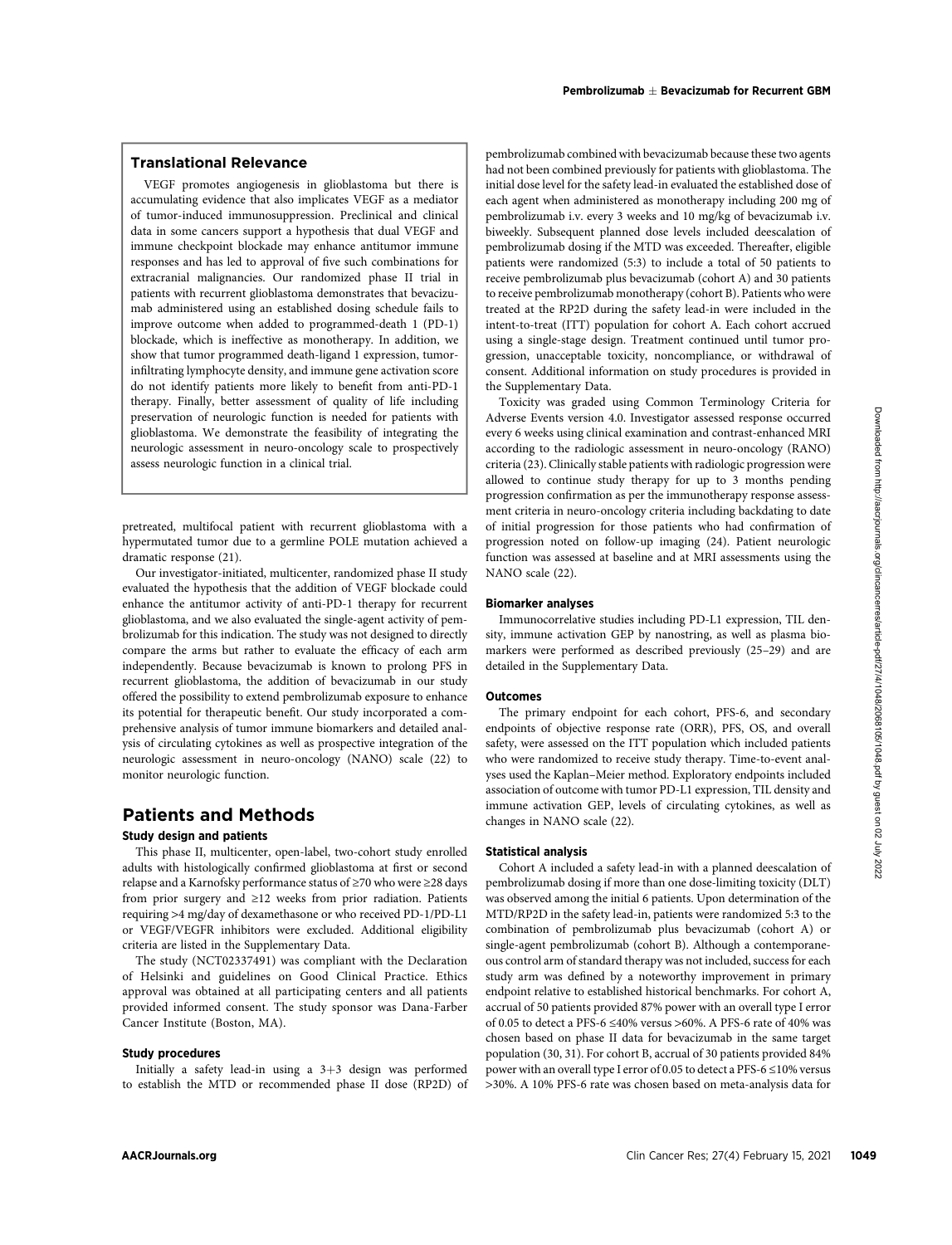### Translational Relevance

VEGF promotes angiogenesis in glioblastoma but there is accumulating evidence that also implicates VEGF as a mediator of tumor-induced immunosuppression. Preclinical and clinical data in some cancers support a hypothesis that dual VEGF and immune checkpoint blockade may enhance antitumor immune responses and has led to approval of five such combinations for extracranial malignancies. Our randomized phase II trial in patients with recurrent glioblastoma demonstrates that bevacizumab administered using an established dosing schedule fails to improve outcome when added to programmed-death 1 (PD-1) blockade, which is ineffective as monotherapy. In addition, we show that tumor programmed death-ligand 1 expression, tumor-infiltrating lymphocyte density, and immune gene activation score do not identify patients more likely to benefit from anti-PD-1 therapy. Finally, better assessment of quality of life including preservation of neurologic function is needed for patients with glioblastoma. We demonstrate the feasibility of integrating the neurologic assessment in neuro-oncology scale to prospectively assess neurologic function in a clinical trial.

pretreated, multifocal patient with recurrent glioblastoma with a hypermutated tumor due to a germline POLE mutation achieved a dramatic response (21).

Our investigator-initiated, multicenter, randomized phase II study evaluated the hypothesis that the addition of VEGF blockade could enhance the antitumor activity of anti-PD-1 therapy for recurrent glioblastoma, and we also evaluated the single-agent activity of pembrolizumab for this indication. The study was not designed to directly compare the arms but rather to evaluate the efficacy of each arm independently. Because bevacizumab is known to prolong PFS in recurrent glioblastoma, the addition of bevacizumab in our study offered the possibility to extend pembrolizumab exposure to enhance its potential for therapeutic benefit. Our study incorporated a comprehensive analysis of tumor immune biomarkers and detailed analysis of circulating cytokines as well as prospective integration of the neurologic assessment in neuro-oncology (NANO) scale (22) to monitor neurologic function.

## Patients and Methods

### Study design and patients

This phase II, multicenter, open-label, two-cohort study enrolled adults with histologically confirmed glioblastoma at first or second relapse and a Karnofsky performance status of ≥70 who were ≥28 days from prior surgery and ≥12 weeks from prior radiation. Patients requiring >4 mg/day of dexamethasone or who received PD-1/PD-L1 or VEGF/VEGFR inhibitors were excluded. Additional eligibility criteria are listed in the Supplementary Data.

The study (NCT02337491) was compliant with the Declaration of Helsinki and guidelines on Good Clinical Practice. Ethics approval was obtained at all participating centers and all patients provided informed consent. The study sponsor was Dana-Farber Cancer Institute (Boston, MA).

### Study procedures

Initially a safety lead-in using a 3+3 design was performed to establish the MTD or recommended phase II dose (RP2D) of pembrolizumab combined with bevacizumab because these two agents had not been combined previously for patients with glioblastoma. The initial dose level for the safety lead-in evaluated the established dose of each agent when administered as monotherapy including 200 mg of pembrolizumab i.v. every 3 weeks and 10 mg/kg of bevacizumab i.v. biweekly. Subsequent planned dose levels included deescalation of pembrolizumab dosing if the MTD was exceeded. Thereafter, eligible patients were randomized (5:3) to include a total of 50 patients to receive pembrolizumab plus bevacizumab (cohort A) and 30 patients to receive pembrolizumab monotherapy (cohort B). Patients who were treated at the RP2D during the safety lead-in were included in the intent-to-treat (ITT) population for cohort A. Each cohort accrued using a single-stage design. Treatment continued until tumor progression, unacceptable toxicity, noncompliance, or withdrawal of consent. Additional information on study procedures is provided in the Supplementary Data.

Toxicity was graded using Common Terminology Criteria for Adverse Events version 4.0. Investigator assessed response occurred every 6 weeks using clinical examination and contrast-enhanced MRI according to the radiologic assessment in neuro-oncology (RANO) criteria (23). Clinically stable patients with radiologic progression were allowed to continue study therapy for up to 3 months pending progression confirmation as per the immunotherapy response assessment criteria in neuro-oncology criteria including backdating to date of initial progression for those patients who had confirmation of progression noted on follow-up imaging (24). Patient neurologic function was assessed at baseline and at MRI assessments using the NANO scale (22).

### Biomarker analyses

Immunocorrelative studies including PD-L1 expression, TIL density, immune activation GEP by nanostring, as well as plasma biomarkers were performed as described previously (25–29) and are detailed in the Supplementary Data.

### Outcomes

The primary endpoint for each cohort, PFS-6, and secondary endpoints of objective response rate (ORR), PFS, OS, and overall safety, were assessed on the ITT population which included patients who were randomized to receive study therapy. Time-to-event analyses used the Kaplan–Meier method. Exploratory endpoints included association of outcome with tumor PD-L1 expression, TIL density and immune activation GEP, levels of circulating cytokines, as well as changes in NANO scale (22).

### Statistical analysis

Cohort A included a safety lead-in with a planned deescalation of pembrolizumab dosing if more than one dose-limiting toxicity (DLT) was observed among the initial 6 patients. Upon determination of the MTD/RP2D in the safety lead-in, patients were randomized 5:3 to the combination of pembrolizumab plus bevacizumab (cohort A) or single-agent pembrolizumab (cohort B). Although a contemporaneous control arm of standard therapy was not included, success for each study arm was defined by a noteworthy improvement in primary endpoint relative to established historical benchmarks. For cohort A, accrual of 50 patients provided 87% power with an overall type I error of 0.05 to detect a PFS-6 ≤40% versus >60%. A PFS-6 rate of 40% was chosen based on phase II data for bevacizumab in the same target population (30, 31). For cohort B, accrual of 30 patients provided 84% power with an overall type I error of 0.05 to detect a PFS-6 ≤10% versus >30%. A 10% PFS-6 rate was chosen based on meta-analysis data for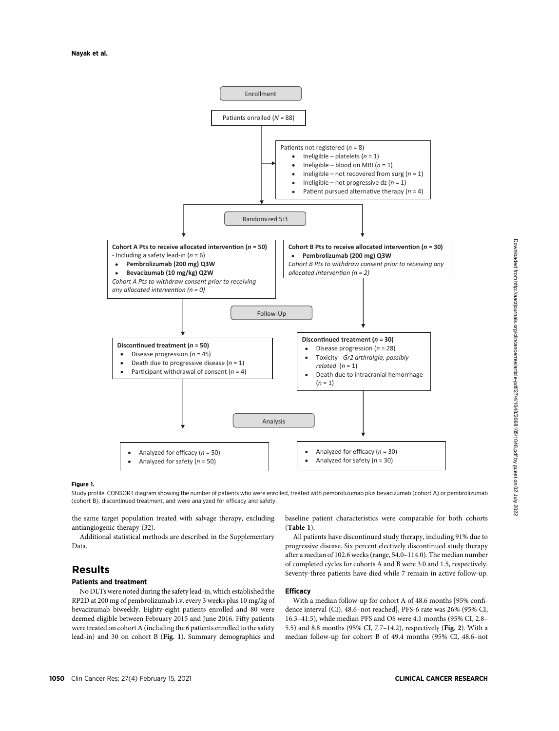Enrollment

Patients enrolled ($N$ = 88)

Patients not registered ($n$ = 8)
- Ineligible – platelets ($n$ = 1)
- Ineligible – blood on MRI ($n$ = 1)
- Ineligible – not recovered from surg ($n$ = 1)
- Ineligible – not progressive dz ($n$ = 1)
- Patient pursued alternative therapy ($n$ = 4)

Randomized 5:3

**Cohort A Pts to receive allocated intervention ($n$ = 50)**
- Including a safety lead-in ($n$ = 6)
- **Pembrolizumab (200 mg) Q3W**
- **Bevacizumab (10 mg/kg) Q2W**

*Cohort A Pts to withdraw consent prior to receiving any allocated intervention (n = 0)*

**Cohort B Pts to receive allocated intervention ($n$ = 30)**
- **Pembrolizumab (200 mg) Q3W**

*Cohort B Pts to withdraw consent prior to receiving any allocated intervention (n = 2)*

Follow-Up

**Discontinued treatment ($n$ = 50)**
- Disease progression ($n$ = 45)
- Death due to progressive disease ($n$ = 1)
- Participant withdrawal of consent ($n$ = 4)

**Discontinued treatment ($n$ = 30)**
- Disease progression ($n$ = 28)
- Toxicity - *Gr2 arthralgia, possibly related* ($n$ = 1)
- Death due to intracranial hemorrhage ($n$ = 1)

Analysis

- Analyzed for efficacy ($n$ = 50)
- Analyzed for safety ($n$ = 50)

- Analyzed for efficacy ($n$ = 30)
- Analyzed for safety ($n$ = 30)

**Figure 1.**

Study profile. CONSORT diagram showing the number of patients who were enrolled, treated with pembrolizumab plus bevacizumab (cohort A) or pembrolizumab (cohort B), discontinued treatment, and were analyzed for efficacy and safety.

the same target population treated with salvage therapy, excluding antiangiogenic therapy (32).

Additional statistical methods are described in the Supplementary Data.

## Results

### Patients and treatment

No DLTs were noted during the safety lead-in, which established the RP2D at 200 mg of pembrolizumab i.v. every 3 weeks plus 10 mg/kg of bevacizumab biweekly. Eighty-eight patients enrolled and 80 were deemed eligible between February 2015 and June 2016. Fifty patients were treated on cohort A (including the 6 patients enrolled to the safety lead-in) and 30 on cohort B (**Fig. 1**). Summary demographics and baseline patient characteristics were comparable for both cohorts (**Table 1**).

All patients have discontinued study therapy, including 91% due to progressive disease. Six percent electively discontinued study therapy after a median of 102.6 weeks (range, 54.0–114.0). The median number of completed cycles for cohorts A and B were 3.0 and 1.5, respectively. Seventy-three patients have died while 7 remain in active follow-up.

### Efficacy

With a median follow-up for cohort A of 48.6 months [95% confidence interval (CI), 48.6–not reached], PFS-6 rate was 26% (95% CI, 16.3–41.5), while median PFS and OS were 4.1 months (95% CI, 2.8–5.5) and 8.8 months (95% CI, 7.7–14.2), respectively (**Fig. 2**). With a median follow-up for cohort B of 49.4 months (95% CI, 48.6–not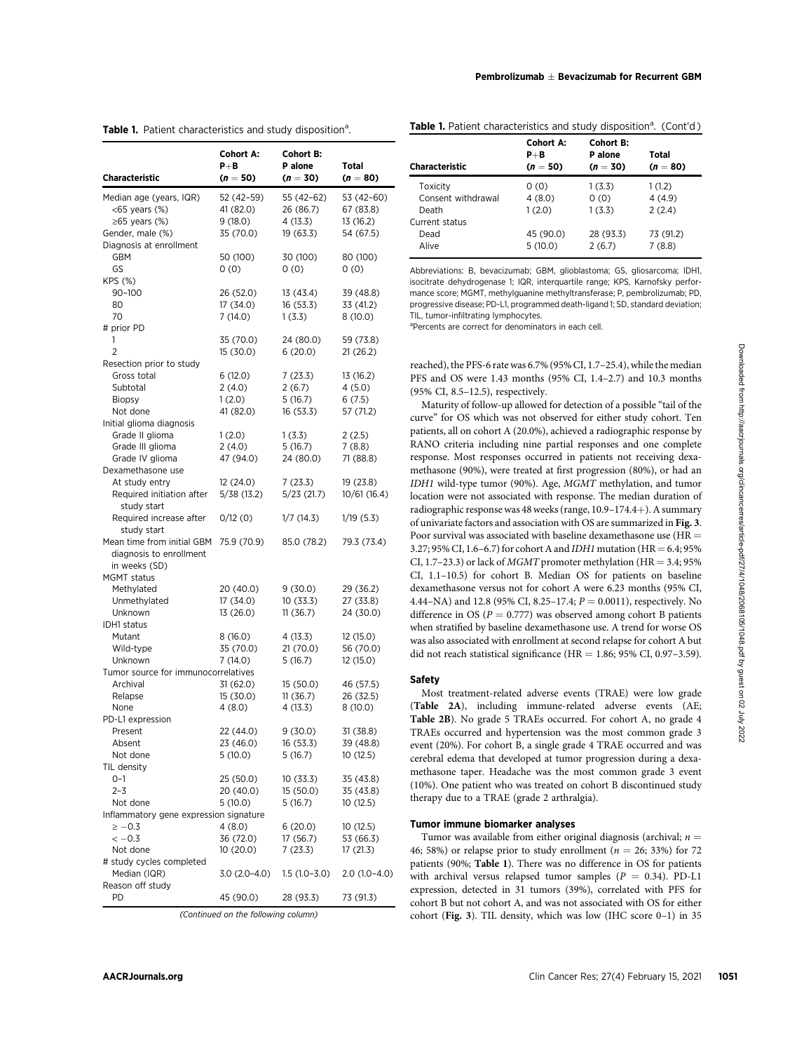**Table 1.** Patient characteristics and study disposition[a].

| Characteristic | Cohort A: P+B (n = 50) | Cohort B: P alone (n = 30) | Total (n = 80) |
|---|---|---|---|
| Median age (years, IQR) | 52 (42–59) | 55 (42–62) | 53 (42–60) |
| <65 years (%) | 41 (82.0) | 26 (86.7) | 67 (83.8) |
| ≥65 years (%) | 9 (18.0) | 4 (13.3) | 13 (16.2) |
| Gender, male (%) | 35 (70.0) | 19 (63.3) | 54 (67.5) |
| Diagnosis at enrollment | | | |
| GBM | 50 (100) | 30 (100) | 80 (100) |
| GS | 0 (0) | 0 (0) | 0 (0) |
| KPS (%) | | | |
| 90–100 | 26 (52.0) | 13 (43.4) | 39 (48.8) |
| 80 | 17 (34.0) | 16 (53.3) | 33 (41.2) |
| 70 | 7 (14.0) | 1 (3.3) | 8 (10.0) |
| # prior PD | | | |
| 1 | 35 (70.0) | 24 (80.0) | 59 (73.8) |
| 2 | 15 (30.0) | 6 (20.0) | 21 (26.2) |
| Resection prior to study | | | |
| Gross total | 6 (12.0) | 7 (23.3) | 13 (16.2) |
| Subtotal | 2 (4.0) | 2 (6.7) | 4 (5.0) |
| Biopsy | 1 (2.0) | 5 (16.7) | 6 (7.5) |
| Not done | 41 (82.0) | 16 (53.3) | 57 (71.2) |
| Initial glioma diagnosis | | | |
| Grade II glioma | 1 (2.0) | 1 (3.3) | 2 (2.5) |
| Grade III glioma | 2 (4.0) | 5 (16.7) | 7 (8.8) |
| Grade IV glioma | 47 (94.0) | 24 (80.0) | 71 (88.8) |
| Dexamethasone use | | | |
| At study entry | 12 (24.0) | 7 (23.3) | 19 (23.8) |
| Required initiation after study start | 5/38 (13.2) | 5/23 (21.7) | 10/61 (16.4) |
| Required increase after study start | 0/12 (0) | 1/7 (14.3) | 1/19 (5.3) |
| Mean time from initial GBM diagnosis to enrollment in weeks (SD) | 75.9 (70.9) | 85.0 (78.2) | 79.3 (73.4) |
| MGMT status | | | |
| Methylated | 20 (40.0) | 9 (30.0) | 29 (36.2) |
| Unmethylated | 17 (34.0) | 10 (33.3) | 27 (33.8) |
| Unknown | 13 (26.0) | 11 (36.7) | 24 (30.0) |
| IDH1 status | | | |
| Mutant | 8 (16.0) | 4 (13.3) | 12 (15.0) |
| Wild-type | 35 (70.0) | 21 (70.0) | 56 (70.0) |
| Unknown | 7 (14.0) | 5 (16.7) | 12 (15.0) |
| Tumor source for immunocorrelatives | | | |
| Archival | 31 (62.0) | 15 (50.0) | 46 (57.5) |
| Relapse | 15 (30.0) | 11 (36.7) | 26 (32.5) |
| None | 4 (8.0) | 4 (13.3) | 8 (10.0) |
| PD-L1 expression | | | |
| Present | 22 (44.0) | 9 (30.0) | 31 (38.8) |
| Absent | 23 (46.0) | 16 (53.3) | 39 (48.8) |
| Not done | 5 (10.0) | 5 (16.7) | 10 (12.5) |
| TIL density | | | |
| 0–1 | 25 (50.0) | 10 (33.3) | 35 (43.8) |
| 2–3 | 20 (40.0) | 15 (50.0) | 35 (43.8) |
| Not done | 5 (10.0) | 5 (16.7) | 10 (12.5) |
| Inflammatory gene expression signature | | | |
| ≥ −0.3 | 4 (8.0) | 6 (20.0) | 10 (12.5) |
| < −0.3 | 36 (72.0) | 17 (56.7) | 53 (66.3) |
| Not done | 10 (20.0) | 7 (23.3) | 17 (21.3) |
| # study cycles completed | | | |
| Median (IQR) | 3.0 (2.0–4.0) | 1.5 (1.0–3.0) | 2.0 (1.0–4.0) |
| Reason off study | | | |
| PD | 45 (90.0) | 28 (93.3) | 73 (91.3) |
| Toxicity | 0 (0) | 1 (3.3) | 1 (1.2) |
| Consent withdrawal | 4 (8.0) | 0 (0) | 4 (4.9) |
| Death | 1 (2.0) | 1 (3.3) | 2 (2.4) |
| Current status | | | |
| Dead | 45 (90.0) | 28 (93.3) | 73 (91.2) |
| Alive | 5 (10.0) | 2 (6.7) | 7 (8.8) |

Abbreviations: B, bevacizumab; GBM, glioblastoma; GS, gliosarcoma; IDH1, isocitrate dehydrogenase 1; IQR, interquartile range; KPS, Karnofsky performance score; MGMT, methylguanine methyltransferase; P, pembrolizumab; PD, progressive disease; PD-L1, programmed death-ligand 1; SD, standard deviation; TIL, tumor-infiltrating lymphocytes.

[a]Percents are correct for denominators in each cell.

reached), the PFS-6 rate was 6.7% (95% CI, 1.7–25.4), while the median PFS and OS were 1.43 months (95% CI, 1.4–2.7) and 10.3 months (95% CI, 8.5–12.5), respectively.

Maturity of follow-up allowed for detection of a possible "tail of the curve" for OS which was not observed for either study cohort. Ten patients, all on cohort A (20.0%), achieved a radiographic response by RANO criteria including nine partial responses and one complete response. Most responses occurred in patients not receiving dexamethasone (90%), were treated at first progression (80%), or had an *IDH1* wild-type tumor (90%). Age, *MGMT* methylation, and tumor location were not associated with response. The median duration of radiographic response was 48 weeks (range, 10.9–174.4+). A summary of univariate factors and association with OS are summarized in **Fig. 3**. Poor survival was associated with baseline dexamethasone use (HR = 3.27; 95% CI, 1.6–6.7) for cohort A and *IDH1* mutation (HR = 6.4; 95% CI, 1.7–23.3) or lack of *MGMT* promoter methylation (HR = 3.4; 95% CI, 1.1–10.5) for cohort B. Median OS for patients on baseline dexamethasone versus not for cohort A were 6.23 months (95% CI, 4.44–NA) and 12.8 (95% CI, 8.25–17.4; $P = 0.0011$), respectively. No difference in OS ($P = 0.777$) was observed among cohort B patients when stratified by baseline dexamethasone use. A trend for worse OS was also associated with enrollment at second relapse for cohort A but did not reach statistical significance (HR = 1.86; 95% CI, 0.97–3.59).

### Safety

Most treatment-related adverse events (TRAE) were low grade (**Table 2A**), including immune-related adverse events (AE; **Table 2B**). No grade 5 TRAEs occurred. For cohort A, no grade 4 TRAEs occurred and hypertension was the most common grade 3 event (20%). For cohort B, a single grade 4 TRAE occurred and was cerebral edema that developed at tumor progression during a dexamethasone taper. Headache was the most common grade 3 event (10%). One patient who was treated on cohort B discontinued study therapy due to a TRAE (grade 2 arthralgia).

### Tumor immune biomarker analyses

Tumor was available from either original diagnosis (archival; $n = 46$; 58%) or relapse prior to study enrollment ($n = 26$; 33%) for 72 patients (90%; **Table 1**). There was no difference in OS for patients with archival versus relapsed tumor samples ($P = 0.34$). PD-L1 expression, detected in 31 tumors (39%), correlated with PFS for cohort B but not cohort A, and was not associated with OS for either cohort (**Fig. 3**). TIL density, which was low (IHC score 0–1) in 35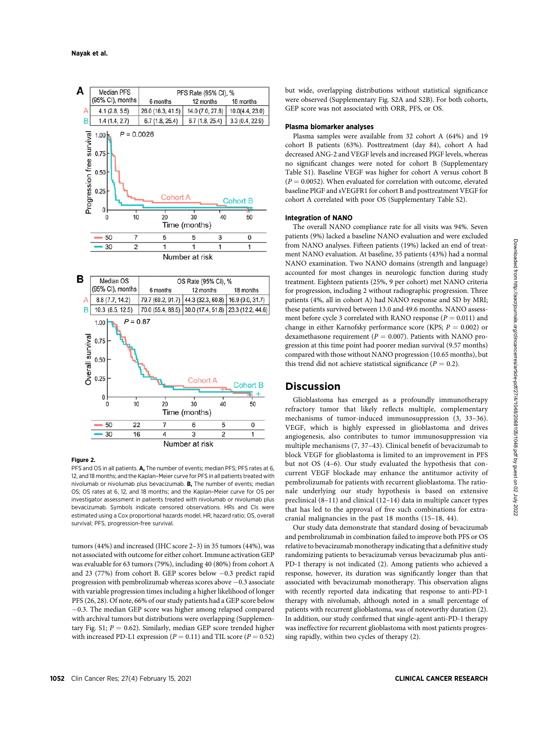| | Median PFS (95% CI), months | PFS Rate (95% CI), % | | |
|---|---|---|---|---|
| | | 6 months | 12 months | 18 months |
| A | 4.1 (2.8, 5.5) | 26.0 (16.3, 41.5) | 14.0 (7.0, 27.8) | 10.0(4.4, 23.0) |
| B | 1.4 (1.4, 2.7) | 6.7 (1.8, 25.4) | 6.7 (1.8, 25.4) | 3.3 (0.4, 22.9) |

| Number at risk | 0 | 10 | 20 | 30 | 40 | 50 |
|---|---|---|---|---|---|---|
| Cohort A | 50 | 7 | 5 | 5 | 3 | 0 |
| Cohort B | 30 | 2 | 1 | 1 | 1 | 1 |

| | Median OS (95% CI), months | OS Rate (95% CI), % | | |
|---|---|---|---|---|
| | | 6 months | 12 months | 18 months |
| A | 8.8 (7.7, 14.2) | 79.7 (69.2, 91.7) | 44.3 (32.3, 60.8) | 16.9 (9.0, 31.7) |
| B | 10.3 (8.5, 12.5) | 70.0 (55.4, 88.5) | 30.0 (17.4, 51.8) | 23.3 (12.2, 44.6) |

| Number at risk | 0 | 10 | 20 | 30 | 40 | 50 |
|---|---|---|---|---|---|---|
| Cohort A | 50 | 22 | 7 | 6 | 5 | 0 |
| Cohort B | 30 | 16 | 4 | 3 | 2 | 1 |

**Figure 2.**

PFS and OS in all patients. **A,** The number of events; median PFS; PFS rates at 6, 12, and 18 months; and the Kaplan–Meier curve for PFS in all patients treated with nivolumab or nivolumab plus bevacizumab. **B,** The number of events; median OS; OS rates at 6, 12, and 18 months; and the Kaplan–Meier curve for OS per investigator assessment in patients treated with nivolumab or nivolumab plus bevacizumab. Symbols indicate censored observations. HRs and CIs were estimated using a Cox proportional hazards model. HR, hazard ratio; OS, overall survival; PFS, progression-free survival.

tumors (44%) and increased (IHC score 2–3) in 35 tumors (44%), was not associated with outcome for either cohort. Immune activation GEP was evaluable for 63 tumors (79%), including 40 (80%) from cohort A and 23 (77%) from cohort B. GEP scores below −0.3 predict rapid progression with pembrolizumab whereas scores above −0.3 associate with variable progression times including a higher likelihood of longer PFS (26, 28). Of note, 66% of our study patients had a GEP score below −0.3. The median GEP score was higher among relapsed compared with archival tumors but distributions were overlapping (Supplementary Fig. S1; $P = 0.62$). Similarly, median GEP score trended higher with increased PD-L1 expression ($P = 0.11$) and TIL score ($P = 0.52$) but wide, overlapping distributions without statistical significance were observed (Supplementary Fig. S2A and S2B). For both cohorts, GEP score was not associated with ORR, PFS, or OS.

### Plasma biomarker analyses

Plasma samples were available from 32 cohort A (64%) and 19 cohort B patients (63%). Posttreatment (day 84), cohort A had decreased ANG-2 and VEGF levels and increased PlGF levels, whereas no significant changes were noted for cohort B (Supplementary Table S1). Baseline VEGF was higher for cohort A versus cohort B ($P = 0.0052$). When evaluated for correlation with outcome, elevated baseline PlGF and sVEGFR1 for cohort B and posttreatment VEGF for cohort A correlated with poor OS (Supplementary Table S2).

### Integration of NANO

The overall NANO compliance rate for all visits was 94%. Seven patients (9%) lacked a baseline NANO evaluation and were excluded from NANO analyses. Fifteen patients (19%) lacked an end of treatment NANO evaluation. At baseline, 35 patients (43%) had a normal NANO examination. Two NANO domains (strength and language) accounted for most changes in neurologic function during study treatment. Eighteen patients (25%, 9 per cohort) met NANO criteria for progression, including 2 without radiographic progression. Three patients (4%, all in cohort A) had NANO response and SD by MRI; these patients survived between 13.0 and 49.6 months. NANO assessment before cycle 3 correlated with RANO response ($P = 0.011$) and change in either Karnofsky performance score (KPS; $P = 0.002$) or dexamethasone requirement ($P = 0.007$). Patients with NANO progression at this time point had poorer median survival (9.57 months) compared with those without NANO progression (10.65 months), but this trend did not achieve statistical significance ($P = 0.2$).

## Discussion

Glioblastoma has emerged as a profoundly immunotherapy refractory tumor that likely reflects multiple, complementary mechanisms of tumor-induced immunosuppression (3, 33–36). VEGF, which is highly expressed in glioblastoma and drives angiogenesis, also contributes to tumor immunosuppression via multiple mechanisms (7, 37–43). Clinical benefit of bevacizumab to block VEGF for glioblastoma is limited to an improvement in PFS but not OS (4–6). Our study evaluated the hypothesis that concurrent VEGF blockade may enhance the antitumor activity of pembrolizumab for patients with recurrent glioblastoma. The rationale underlying our study hypothesis is based on extensive preclinical (8–11) and clinical (12–14) data in multiple cancer types that has led to the approval of five such combinations for extracranial malignancies in the past 18 months (15–18, 44).

Our study data demonstrate that standard dosing of bevacizumab and pembrolizumab in combination failed to improve both PFS or OS relative to bevacizumab monotherapy indicating that a definitive study randomizing patients to bevacizumab versus bevacizumab plus anti-PD-1 therapy is not indicated (2). Among patients who achieved a response, however, its duration was significantly longer than that associated with bevacizumab monotherapy. This observation aligns with recently reported data indicating that response to anti-PD-1 therapy with nivolumab, although noted in a small percentage of patients with recurrent glioblastoma, was of noteworthy duration (2). In addition, our study confirmed that single-agent anti-PD-1 therapy was ineffective for recurrent glioblastoma with most patients progressing rapidly, within two cycles of therapy (2).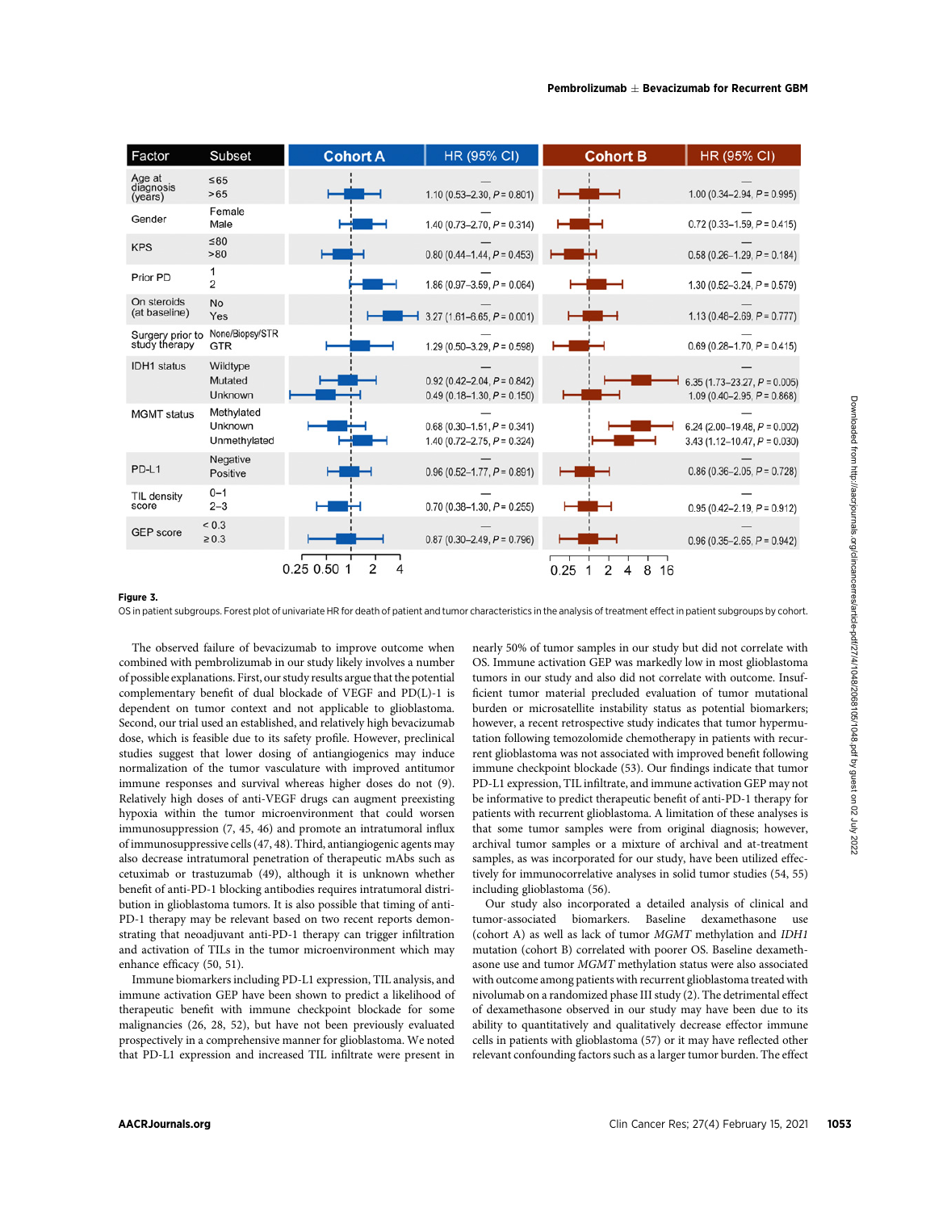| Factor | Subset | Cohort A HR (95% CI) | Cohort B HR (95% CI) |
|---|---|---|---|
| Age at diagnosis (years) | ≤65 | — | — |
| | >65 | 1.10 (0.53–2.30, $P$ = 0.801) | 1.00 (0.34–2.94, $P$ = 0.995) |
| Gender | Female | — | — |
| | Male | 1.40 (0.73–2.70, $P$ = 0.314) | 0.72 (0.33–1.59, $P$ = 0.415) |
| KPS | ≤80 | — | — |
| | >80 | 0.80 (0.44–1.44, $P$ = 0.453) | 0.58 (0.26–1.29, $P$ = 0.184) |
| Prior PD | 1 | — | — |
| | 2 | 1.86 (0.97–3.59, $P$ = 0.064) | 1.30 (0.52–3.24, $P$ = 0.579) |
| On steroids (at baseline) | No | — | — |
| | Yes | 3.27 (1.61–6.65, $P$ = 0.001) | 1.13 (0.48–2.69, $P$ = 0.777) |
| Surgery prior to study therapy | None/Biopsy/STR | — | — |
| | GTR | 1.29 (0.50–3.29, $P$ = 0.598) | 0.69 (0.28–1.70, $P$ = 0.415) |
| IDH1 status | Wildtype | — | — |
| | Mutated | 0.92 (0.42–2.04, $P$ = 0.842) | 6.35 (1.73–23.27, $P$ = 0.005) |
| | Unknown | 0.49 (0.18–1.30, $P$ = 0.150) | 1.09 (0.40–2.95, $P$ = 0.868) |
| MGMT status | Methylated | — | — |
| | Unknown | 0.68 (0.30–1.51, $P$ = 0.341) | 6.24 (2.00–19.48, $P$ = 0.002) |
| | Unmethylated | 1.40 (0.72–2.75, $P$ = 0.324) | 3.43 (1.12–10.47, $P$ = 0.030) |
| PD-L1 | Negative | — | — |
| | Positive | 0.96 (0.52–1.77, $P$ = 0.891) | 0.86 (0.36–2.05, $P$ = 0.728) |
| TIL density score | 0–1 | — | — |
| | 2–3 | 0.70 (0.38–1.30, $P$ = 0.255) | 0.95 (0.42–2.19, $P$ = 0.912) |
| GEP score | < 0.3 | — | — |
| | ≥ 0.3 | 0.87 (0.30–2.49, $P$ = 0.796) | 0.96 (0.35–2.65, $P$ = 0.942) |

**Figure 3.**

OS in patient subgroups. Forest plot of univariate HR for death of patient and tumor characteristics in the analysis of treatment effect in patient subgroups by cohort.

The observed failure of bevacizumab to improve outcome when combined with pembrolizumab in our study likely involves a number of possible explanations. First, our study results argue that the potential complementary benefit of dual blockade of VEGF and PD(L)-1 is dependent on tumor context and not applicable to glioblastoma. Second, our trial used an established, and relatively high bevacizumab dose, which is feasible due to its safety profile. However, preclinical studies suggest that lower dosing of antiangiogenics may induce normalization of the tumor vasculature with improved antitumor immune responses and survival whereas higher doses do not (9). Relatively high doses of anti-VEGF drugs can augment preexisting hypoxia within the tumor microenvironment that could worsen immunosuppression (7, 45, 46) and promote an intratumoral influx of immunosuppressive cells (47, 48). Third, antiangiogenic agents may also decrease intratumoral penetration of therapeutic mAbs such as cetuximab or trastuzumab (49), although it is unknown whether benefit of anti-PD-1 blocking antibodies requires intratumoral distribution in glioblastoma tumors. It is also possible that timing of anti-PD-1 therapy may be relevant based on two recent reports demonstrating that neoadjuvant anti-PD-1 therapy can trigger infiltration and activation of TILs in the tumor microenvironment which may enhance efficacy (50, 51).

Immune biomarkers including PD-L1 expression, TIL analysis, and immune activation GEP have been shown to predict a likelihood of therapeutic benefit with immune checkpoint blockade for some malignancies (26, 28, 52), but have not been previously evaluated prospectively in a comprehensive manner for glioblastoma. We noted that PD-L1 expression and increased TIL infiltrate were present in nearly 50% of tumor samples in our study but did not correlate with OS. Immune activation GEP was markedly low in most glioblastoma tumors in our study and also did not correlate with outcome. Insufficient tumor material precluded evaluation of tumor mutational burden or microsatellite instability status as potential biomarkers; however, a recent retrospective study indicates that tumor hypermutation following temozolomide chemotherapy in patients with recurrent glioblastoma was not associated with improved benefit following immune checkpoint blockade (53). Our findings indicate that tumor PD-L1 expression, TIL infiltrate, and immune activation GEP may not be informative to predict therapeutic benefit of anti-PD-1 therapy for patients with recurrent glioblastoma. A limitation of these analyses is that some tumor samples were from original diagnosis; however, archival tumor samples or a mixture of archival and at-treatment samples, as was incorporated for our study, have been utilized effectively for immunocorrelative analyses in solid tumor studies (54, 55) including glioblastoma (56).

Our study also incorporated a detailed analysis of clinical and tumor-associated biomarkers. Baseline dexamethasone use (cohort A) as well as lack of tumor *MGMT* methylation and *IDH1* mutation (cohort B) correlated with poorer OS. Baseline dexamethasone use and tumor *MGMT* methylation status were also associated with outcome among patients with recurrent glioblastoma treated with nivolumab on a randomized phase III study (2). The detrimental effect of dexamethasone observed in our study may have been due to its ability to quantitatively and qualitatively decrease effector immune cells in patients with glioblastoma (57) or it may have reflected other relevant confounding factors such as a larger tumor burden. The effect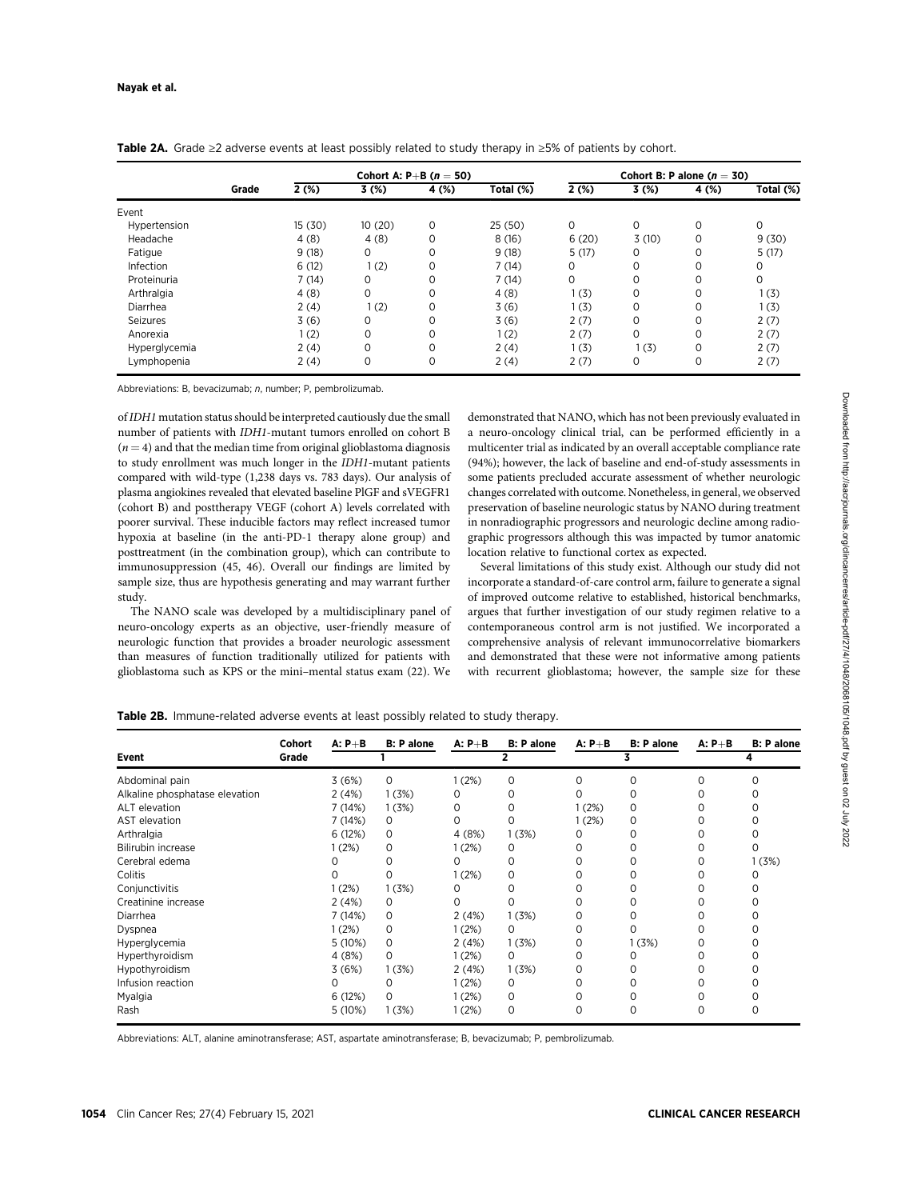**Table 2A.** Grade ≥2 adverse events at least possibly related to study therapy in ≥5% of patients by cohort.

| | Grade | Cohort A: P+B ($n = 50$) | | | | Cohort B: P alone ($n = 30$) | | | |
|---|---|---|---|---|---|---|---|---|---|
| | | 2 (%) | 3 (%) | 4 (%) | Total (%) | 2 (%) | 3 (%) | 4 (%) | Total (%) |
| Event | | | | | | | | | |
| Hypertension | | 15 (30) | 10 (20) | 0 | 25 (50) | 0 | 0 | 0 | 0 |
| Headache | | 4 (8) | 4 (8) | 0 | 8 (16) | 6 (20) | 3 (10) | 0 | 9 (30) |
| Fatigue | | 9 (18) | 0 | 0 | 9 (18) | 5 (17) | 0 | 0 | 5 (17) |
| Infection | | 6 (12) | 1 (2) | 0 | 7 (14) | 0 | 0 | 0 | 0 |
| Proteinuria | | 7 (14) | 0 | 0 | 7 (14) | 0 | 0 | 0 | 0 |
| Arthralgia | | 4 (8) | 0 | 0 | 4 (8) | 1 (3) | 0 | 0 | 1 (3) |
| Diarrhea | | 2 (4) | 1 (2) | 0 | 3 (6) | 1 (3) | 0 | 0 | 1 (3) |
| Seizures | | 3 (6) | 0 | 0 | 3 (6) | 2 (7) | 0 | 0 | 2 (7) |
| Anorexia | | 1 (2) | 0 | 0 | 1 (2) | 2 (7) | 0 | 0 | 2 (7) |
| Hyperglycemia | | 2 (4) | 0 | 0 | 2 (4) | 1 (3) | 1 (3) | 0 | 2 (7) |
| Lymphopenia | | 2 (4) | 0 | 0 | 2 (4) | 2 (7) | 0 | 0 | 2 (7) |

Abbreviations: B, bevacizumab; *n*, number; P, pembrolizumab.

of *IDH1* mutation status should be interpreted cautiously due the small number of patients with *IDH1*-mutant tumors enrolled on cohort B ($n = 4$) and that the median time from original glioblastoma diagnosis to study enrollment was much longer in the *IDH1*-mutant patients compared with wild-type (1,238 days vs. 783 days). Our analysis of plasma angiokines revealed that elevated baseline PlGF and sVEGFR1 (cohort B) and posttherapy VEGF (cohort A) levels correlated with poorer survival. These inducible factors may reflect increased tumor hypoxia at baseline (in the anti-PD-1 therapy alone group) and posttreatment (in the combination group), which can contribute to immunosuppression (45, 46). Overall our findings are limited by sample size, thus are hypothesis generating and may warrant further study.

The NANO scale was developed by a multidisciplinary panel of neuro-oncology experts as an objective, user-friendly measure of neurologic function that provides a broader neurologic assessment than measures of function traditionally utilized for patients with glioblastoma such as KPS or the mini–mental status exam (22). We demonstrated that NANO, which has not been previously evaluated in a neuro-oncology clinical trial, can be performed efficiently in a multicenter trial as indicated by an overall acceptable compliance rate (94%); however, the lack of baseline and end-of-study assessments in some patients precluded accurate assessment of whether neurologic changes correlated with outcome. Nonetheless, in general, we observed preservation of baseline neurologic status by NANO during treatment in nonradiographic progressors and neurologic decline among radiographic progressors although this was impacted by tumor anatomic location relative to functional cortex as expected.

Several limitations of this study exist. Although our study did not incorporate a standard-of-care control arm, failure to generate a signal of improved outcome relative to established, historical benchmarks, argues that further investigation of our study regimen relative to a contemporaneous control arm is not justified. We incorporated a comprehensive analysis of relevant immunocorrelative biomarkers and demonstrated that these were not informative among patients with recurrent glioblastoma; however, the sample size for these

**Table 2B.** Immune-related adverse events at least possibly related to study therapy.

| Event | Cohort | A: P+B | B: P alone | A: P+B | B: P alone | A: P+B | B: P alone | A: P+B | B: P alone |
|---|---|---|---|---|---|---|---|---|---|
| | Grade | 1 | | 2 | | 3 | | 4 | |
| Abdominal pain | | 3 (6%) | 0 | 1 (2%) | 0 | 0 | 0 | 0 | 0 |
| Alkaline phosphatase elevation | | 2 (4%) | 1 (3%) | 0 | 0 | 0 | 0 | 0 | 0 |
| ALT elevation | | 7 (14%) | 1 (3%) | 0 | 0 | 1 (2%) | 0 | 0 | 0 |
| AST elevation | | 7 (14%) | 0 | 0 | 0 | 1 (2%) | 0 | 0 | 0 |
| Arthralgia | | 6 (12%) | 0 | 4 (8%) | 1 (3%) | 0 | 0 | 0 | 0 |
| Bilirubin increase | | 1 (2%) | 0 | 1 (2%) | 0 | 0 | 0 | 0 | 0 |
| Cerebral edema | | 0 | 0 | 0 | 0 | 0 | 0 | 0 | 1 (3%) |
| Colitis | | 0 | 0 | 1 (2%) | 0 | 0 | 0 | 0 | 0 |
| Conjunctivitis | | 1 (2%) | 1 (3%) | 0 | 0 | 0 | 0 | 0 | 0 |
| Creatinine increase | | 2 (4%) | 0 | 0 | 0 | 0 | 0 | 0 | 0 |
| Diarrhea | | 7 (14%) | 0 | 2 (4%) | 1 (3%) | 0 | 0 | 0 | 0 |
| Dyspnea | | 1 (2%) | 0 | 1 (2%) | 0 | 0 | 0 | 0 | 0 |
| Hyperglycemia | | 5 (10%) | 0 | 2 (4%) | 1 (3%) | 0 | 1 (3%) | 0 | 0 |
| Hyperthyroidism | | 4 (8%) | 0 | 1 (2%) | 0 | 0 | 0 | 0 | 0 |
| Hypothyroidism | | 3 (6%) | 1 (3%) | 2 (4%) | 1 (3%) | 0 | 0 | 0 | 0 |
| Infusion reaction | | 0 | 0 | 1 (2%) | 0 | 0 | 0 | 0 | 0 |
| Myalgia | | 6 (12%) | 0 | 1 (2%) | 0 | 0 | 0 | 0 | 0 |
| Rash | | 5 (10%) | 1 (3%) | 1 (2%) | 0 | 0 | 0 | 0 | 0 |

Abbreviations: ALT, alanine aminotransferase; AST, aspartate aminotransferase; B, bevacizumab; P, pembrolizumab.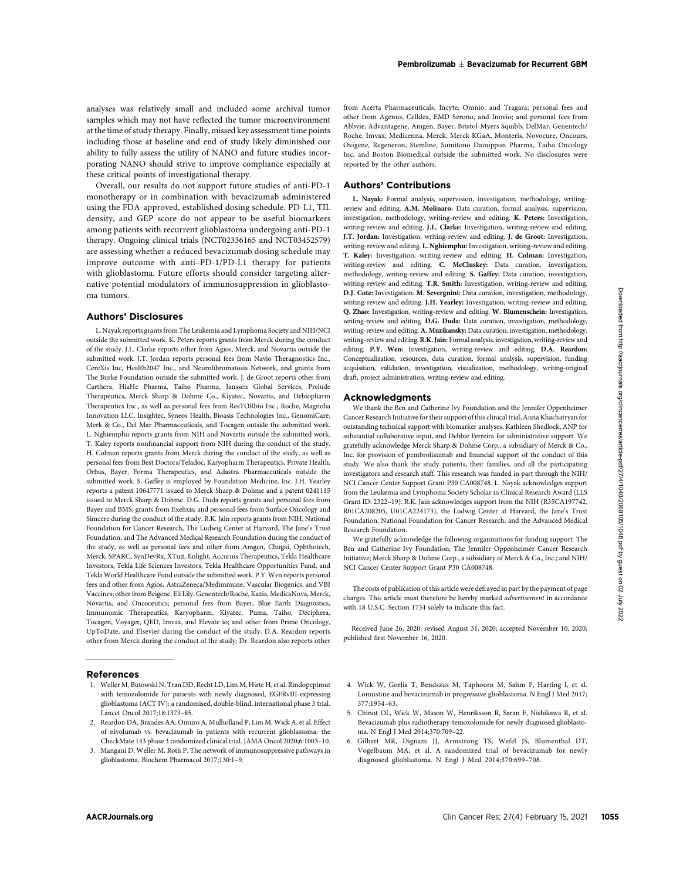analyses was relatively small and included some archival tumor samples which may not have reflected the tumor microenvironment at the time of study therapy. Finally, missed key assessment time points including those at baseline and end of study likely diminished our ability to fully assess the utility of NANO and future studies incorporating NANO should strive to improve compliance especially at these critical points of investigational therapy.

Overall, our results do not support future studies of anti-PD-1 monotherapy or in combination with bevacizumab administered using the FDA-approved, established dosing schedule. PD-L1, TIL density, and GEP score do not appear to be useful biomarkers among patients with recurrent glioblastoma undergoing anti-PD-1 therapy. Ongoing clinical trials (NCT02336165 and NCT03452579) are assessing whether a reduced bevacizumab dosing schedule may improve outcome with anti–PD-1/PD-L1 therapy for patients with glioblastoma. Future efforts should consider targeting alternative potential modulators of immunosuppression in glioblastoma tumors.

## Authors' Disclosures

L. Nayak reports grants from The Leukemia and Lymphoma Society and NIH/NCI outside the submitted work. K. Peters reports grants from Merck during the conduct of the study. J.L. Clarke reports other from Agios, Merck, and Novartis outside the submitted work. J.T. Jordan reports personal fees from Navio Theragnostics Inc., CereXis Inc, Health2047 Inc., and Neurofibromatosis Network, and grants from The Burke Foundation outside the submitted work. J. de Groot reports other from Carthera, HiaHe Pharma, Taiho Pharma, Janssen Global Services, Prelude Therapeutics, Merck Sharp & Dohme Co., Kiyatec, Novartis, and Debiopharm Therapeutics Inc., as well as personal fees from ResTORbio Inc., Roche, Magnolia Innovation LLC, Insightec, Syneos Health, Bioasis Technologies Inc., GenomiCare, Merk & Co., Del Mar Pharmaceuticals, and Tocagen outside the submitted work. L. Nghiemphu reports grants from NIH and Novartis outside the submitted work. T. Kaley reports nonfinancial support from NIH during the conduct of the study. H. Colman reports grants from Merck during the conduct of the study, as well as personal fees from Best Doctors/Teladoc, Karyopharm Therapeutics, Private Health, Orbus, Bayer, Forma Therapeutics, and Adastra Pharmaceuticals outside the submitted work. S. Gaffey is employed by Foundation Medicine, Inc. J.H. Yearley reports a patent 10647771 issued to Merck Sharp & Dohme and a patent 0241115 issued to Merck Sharp & Dohme. D.G. Duda reports grants and personal fees from Bayer and BMS; grants from Exelixis; and personal fees from Surface Oncology and Simcere during the conduct of the study. R.K. Jain reports grants from NIH, National Foundation for Cancer Research, The Ludwig Center at Harvard, The Jane's Trust Foundation, and The Advanced Medical Research Foundation during the conduct of the study, as well as personal fees and other from Amgen, Chugai, Ophthotech, Merck, SPARC, SynDevRx, XTuit, Enlight, Accurius Therapeutics, Tekla Healthcare Investors, Tekla Life Sciences Investors, Tekla Healthcare Opportunities Fund, and Tekla World Healthcare Fund outside the submitted work. P.Y. Wen reports personal fees and other from Agios, AstraZeneca/Medimmune, Vascular Biogenics, and VBI Vaccines; other from Beigene, Eli Lily, Genentech/Roche, Kazia, MedicaNova, Merck, Novartis, and Oncoceutics; personal fees from Bayer, Blue Earth Diagnostics, Immunomic Therapeutics, Karyopharm, Kiyatec, Puma, Taiho, Deciphera, Tocagen, Voyager, QED, Imvax, and Elevate io; and other from Prime Oncology, UpToDate, and Elsevier during the conduct of the study. D.A. Reardon reports other from Merck during the conduct of the study; Dr. Reardon also reports other from Acerta Pharmaceuticals, Incyte, Omnio, and Tragara; personal fees and other from Agenus, Celldex, EMD Serono, and Inovio; and personal fees from Abbvie, Advantagene, Amgen, Bayer, Bristol-Myers Squibb, DelMar, Genentech/Roche, Imvax, Medicenna, Merck, Merck KGaA, Monteris, Novocure, Oncours, Oxigene, Regeneron, Stemline, Sumitono Dainippon Pharma, Taiho Oncology Inc, and Boston Biomedical outside the submitted work. No disclosures were reported by the other authors.

## Authors' Contributions

**L. Nayak:** Formal analysis, supervision, investigation, methodology, writing-review and editing. **A.M. Molinaro:** Data curation, formal analysis, supervision, investigation, methodology, writing-review and editing. **K. Peters:** Investigation, writing-review and editing. **J.L. Clarke:** Investigation, writing-review and editing. **J.T. Jordan:** Investigation, writing-review and editing. **J. de Groot:** Investigation, writing-review and editing. **L. Nghiemphu:** Investigation, writing-review and editing. **T. Kaley:** Investigation, writing-review and editing. **H. Colman:** Investigation, writing-review and editing. **C. McCluskey:** Data curation, investigation, methodology, writing-review and editing. **S. Gaffey:** Data curation, investigation, writing-review and editing. **T.R. Smith:** Investigation, writing-review and editing. **D.J. Cote:** Investigation. **M. Severgnini:** Data curation, investigation, methodology, writing-review and editing. **J.H. Yearley:** Investigation, writing-review and editing. **Q. Zhao:** Investigation, writing-review and editing. **W. Blumenschein:** Investigation, writing-review and editing. **D.G. Duda:** Data curation, investigation, methodology, writing-review and editing. **A. Muzikansky:** Data curation, investigation, methodology, writing-review and editing. **R.K. Jain:** Formal analysis, investigation, writing-review and editing. **P.Y. Wen:** Investigation, writing-review and editing. **D.A. Reardon:** Conceptualization, resources, data curation, formal analysis, supervision, funding acquisition, validation, investigation, visualization, methodology, writing-original draft, project administration, writing-review and editing.

## Acknowledgments

We thank the Ben and Catherine Ivy Foundation and the Jennifer Oppenheimer Cancer Research Initiative for their support of this clinical trial, Anna Khachatryan for outstanding technical support with biomarker analyses, Kathleen Shedlock, ANP for substantial collaborative input, and Debbie Ferreira for administrative support. We gratefully acknowledge Merck Sharp & Dohme Corp., a subsidiary of Merck & Co., Inc. for provision of pembrolizumab and financial support of the conduct of this study. We also thank the study patients, their families, and all the participating investigators and research staff. This research was funded in part through the NIH/NCI Cancer Center Support Grant P30 CA008748. L. Nayak acknowledges support from the Leukemia and Lymphoma Society Scholar in Clinical Research Award (LLS Grant ID: 2322–19). R.K. Jain acknowledges support from the NIH (R35CA197742, R01CA208205, U01CA224173), the Ludwig Center at Harvard, the Jane's Trust Foundation, National Foundation for Cancer Research, and the Advanced Medical Research Foundation.

We gratefully acknowledge the following organizations for funding support: The Ben and Catherine Ivy Foundation; The Jennifer Oppenheimer Cancer Research Initiative; Merck Sharp & Dohme Corp., a subsidiary of Merck & Co., Inc.; and NIH/NCI Cancer Center Support Grant P30 CA008748.

The costs of publication of this article were defrayed in part by the payment of page charges. This article must therefore be hereby marked *advertisement* in accordance with 18 U.S.C. Section 1734 solely to indicate this fact.

Received June 26, 2020; revised August 31, 2020; accepted November 10, 2020; published first November 16, 2020.

## References

1. Weller M, Butowski N, Tran DD, Recht LD, Lim M, Hirte H, et al. Rindopepimut with temozolomide for patients with newly diagnosed, EGFRvIII-expressing glioblastoma (ACT IV): a randomised, double-blind, international phase 3 trial. Lancet Oncol 2017;18:1373–85.
2. Reardon DA, Brandes AA, Omuro A, Mulholland P, Lim M, Wick A, et al. Effect of nivolumab vs. bevacizumab in patients with recurrent glioblastoma: the CheckMate 143 phase 3 randomized clinical trial. JAMA Oncol 2020;6:1003–10.
3. Mangani D, Weller M, Roth P. The network of immunosuppressive pathways in glioblastoma. Biochem Pharmacol 2017;130:1–9.
4. Wick W, Gorlia T, Bendszus M, Taphoorn M, Sahm F, Harting I, et al. Lomustine and bevacizumab in progressive glioblastoma. N Engl J Med 2017; 377:1954–63.
5. Chinot OL, Wick W, Mason W, Henriksson R, Saran F, Nishikawa R, et al. Bevacizumab plus radiotherapy-temozolomide for newly diagnosed glioblastoma. N Engl J Med 2014;370:709–22.
6. Gilbert MR, Dignam JJ, Armstrong TS, Wefel JS, Blumenthal DT, Vogelbaum MA, et al. A randomized trial of bevacizumab for newly diagnosed glioblastoma. N Engl J Med 2014;370:699–708.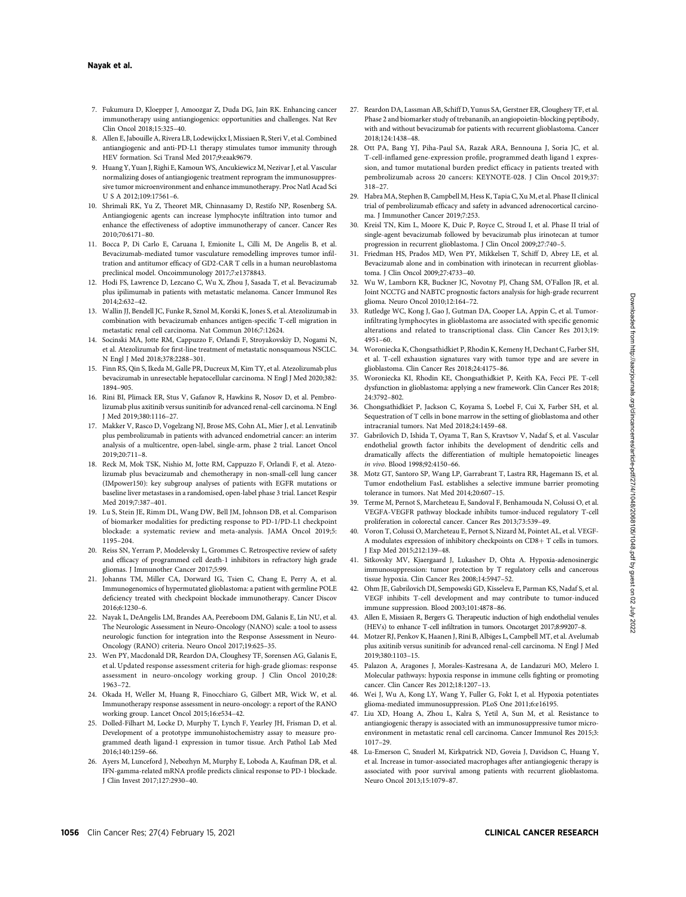7. Fukumura D, Kloepper J, Amoozgar Z, Duda DG, Jain RK. Enhancing cancer immunotherapy using antiangiogenics: opportunities and challenges. Nat Rev Clin Oncol 2018;15:325–40.
8. Allen E, Jabouille A, Rivera LB, Lodewijckx I, Missiaen R, Steri V, et al. Combined antiangiogenic and anti-PD-L1 therapy stimulates tumor immunity through HEV formation. Sci Transl Med 2017;9:eaak9679.
9. Huang Y, Yuan J, Righi E, Kamoun WS, Ancukiewicz M, Nezivar J, et al. Vascular normalizing doses of antiangiogenic treatment reprogram the immunosuppressive tumor microenvironment and enhance immunotherapy. Proc Natl Acad Sci U S A 2012;109:17561–6.
10. Shrimali RK, Yu Z, Theoret MR, Chinnasamy D, Restifo NP, Rosenberg SA. Antiangiogenic agents can increase lymphocyte infiltration into tumor and enhance the effectiveness of adoptive immunotherapy of cancer. Cancer Res 2010;70:6171–80.
11. Bocca P, Di Carlo E, Caruana I, Emionite L, Cilli M, De Angelis B, et al. Bevacizumab-mediated tumor vasculature remodelling improves tumor infiltration and antitumor efficacy of GD2-CAR T cells in a human neuroblastoma preclinical model. Oncoimmunology 2017;7:e1378843.
12. Hodi FS, Lawrence D, Lezcano C, Wu X, Zhou J, Sasada T, et al. Bevacizumab plus ipilimumab in patients with metastatic melanoma. Cancer Immunol Res 2014;2:632–42.
13. Wallin JJ, Bendell JC, Funke R, Sznol M, Korski K, Jones S, et al. Atezolizumab in combination with bevacizumab enhances antigen-specific T-cell migration in metastatic renal cell carcinoma. Nat Commun 2016;7:12624.
14. Socinski MA, Jotte RM, Cappuzzo F, Orlandi F, Stroyakovskiy D, Nogami N, et al. Atezolizumab for first-line treatment of metastatic nonsquamous NSCLC. N Engl J Med 2018;378:2288–301.
15. Finn RS, Qin S, Ikeda M, Galle PR, Ducreux M, Kim TY, et al. Atezolizumab plus bevacizumab in unresectable hepatocellular carcinoma. N Engl J Med 2020;382: 1894–905.
16. Rini BI, Plimack ER, Stus V, Gafanov R, Hawkins R, Nosov D, et al. Pembrolizumab plus axitinib versus sunitinib for advanced renal-cell carcinoma. N Engl J Med 2019;380:1116–27.
17. Makker V, Rasco D, Vogelzang NJ, Brose MS, Cohn AL, Mier J, et al. Lenvatinib plus pembrolizumab in patients with advanced endometrial cancer: an interim analysis of a multicentre, open-label, single-arm, phase 2 trial. Lancet Oncol 2019;20:711–8.
18. Reck M, Mok TSK, Nishio M, Jotte RM, Cappuzzo F, Orlandi F, et al. Atezolizumab plus bevacizumab and chemotherapy in non-small-cell lung cancer (IMpower150): key subgroup analyses of patients with EGFR mutations or baseline liver metastases in a randomised, open-label phase 3 trial. Lancet Respir Med 2019;7:387–401.
19. Lu S, Stein JE, Rimm DL, Wang DW, Bell JM, Johnson DB, et al. Comparison of biomarker modalities for predicting response to PD-1/PD-L1 checkpoint blockade: a systematic review and meta-analysis. JAMA Oncol 2019;5: 1195–204.
20. Reiss SN, Yerram P, Modelevsky L, Grommes C. Retrospective review of safety and efficacy of programmed cell death-1 inhibitors in refractory high grade gliomas. J Immunother Cancer 2017;5:99.
21. Johanns TM, Miller CA, Dorward IG, Tsien C, Chang E, Perry A, et al. Immunogenomics of hypermutated glioblastoma: a patient with germline POLE deficiency treated with checkpoint blockade immunotherapy. Cancer Discov 2016;6:1230–6.
22. Nayak L, DeAngelis LM, Brandes AA, Peereboom DM, Galanis E, Lin NU, et al. The Neurologic Assessment in Neuro-Oncology (NANO) scale: a tool to assess neurologic function for integration into the Response Assessment in Neuro-Oncology (RANO) criteria. Neuro Oncol 2017;19:625–35.
23. Wen PY, Macdonald DR, Reardon DA, Cloughesy TF, Sorensen AG, Galanis E, et al. Updated response assessment criteria for high-grade gliomas: response assessment in neuro-oncology working group. J Clin Oncol 2010;28: 1963–72.
24. Okada H, Weller M, Huang R, Finocchiaro G, Gilbert MR, Wick W, et al. Immunotherapy response assessment in neuro-oncology: a report of the RANO working group. Lancet Oncol 2015;16:e534–42.
25. Dolled-Filhart M, Locke D, Murphy T, Lynch F, Yearley JH, Frisman D, et al. Development of a prototype immunohistochemistry assay to measure programmed death ligand-1 expression in tumor tissue. Arch Pathol Lab Med 2016;140:1259–66.
26. Ayers M, Lunceford J, Nebozhyn M, Murphy E, Loboda A, Kaufman DR, et al. IFN-gamma-related mRNA profile predicts clinical response to PD-1 blockade. J Clin Invest 2017;127:2930–40.
27. Reardon DA, Lassman AB, Schiff D, Yunus SA, Gerstner ER, Cloughesy TF, et al. Phase 2 and biomarker study of trebananib, an angiopoietin-blocking peptibody, with and without bevacizumab for patients with recurrent glioblastoma. Cancer 2018;124:1438–48.
28. Ott PA, Bang YJ, Piha-Paul SA, Razak ARA, Bennouna J, Soria JC, et al. T-cell-inflamed gene-expression profile, programmed death ligand 1 expression, and tumor mutational burden predict efficacy in patients treated with pembrolizumab across 20 cancers: KEYNOTE-028. J Clin Oncol 2019;37: 318–27.
29. Habra MA, Stephen B, Campbell M, Hess K, Tapia C, Xu M, et al. Phase II clinical trial of pembrolizumab efficacy and safety in advanced adrenocortical carcinoma. J Immunother Cancer 2019;7:253.
30. Kreisl TN, Kim L, Moore K, Duic P, Royce C, Stroud I, et al. Phase II trial of single-agent bevacizumab followed by bevacizumab plus irinotecan at tumor progression in recurrent glioblastoma. J Clin Oncol 2009;27:740–5.
31. Friedman HS, Prados MD, Wen PY, Mikkelsen T, Schiff D, Abrey LE, et al. Bevacizumab alone and in combination with irinotecan in recurrent glioblastoma. J Clin Oncol 2009;27:4733–40.
32. Wu W, Lamborn KR, Buckner JC, Novotny PJ, Chang SM, O'Fallon JR, et al. Joint NCCTG and NABTC prognostic factors analysis for high-grade recurrent glioma. Neuro Oncol 2010;12:164–72.
33. Rutledge WC, Kong J, Gao J, Gutman DA, Cooper LA, Appin C, et al. Tumor-infiltrating lymphocytes in glioblastoma are associated with specific genomic alterations and related to transcriptional class. Clin Cancer Res 2013;19: 4951–60.
34. Woroniecka K, Chongsathidkiet P, Rhodin K, Kemeny H, Dechant C, Farber SH, et al. T-cell exhaustion signatures vary with tumor type and are severe in glioblastoma. Clin Cancer Res 2018;24:4175–86.
35. Woroniecka KI, Rhodin KE, Chongsathidkiet P, Keith KA, Fecci PE. T-cell dysfunction in glioblastoma: applying a new framework. Clin Cancer Res 2018; 24:3792–802.
36. Chongsathidkiet P, Jackson C, Koyama S, Loebel F, Cui X, Farber SH, et al. Sequestration of T cells in bone marrow in the setting of glioblastoma and other intracranial tumors. Nat Med 2018;24:1459–68.
37. Gabrilovich D, Ishida T, Oyama T, Ran S, Kravtsov V, Nadaf S, et al. Vascular endothelial growth factor inhibits the development of dendritic cells and dramatically affects the differentiation of multiple hematopoietic lineages *in vivo*. Blood 1998;92:4150–66.
38. Motz GT, Santoro SP, Wang LP, Garrabrant T, Lastra RR, Hagemann IS, et al. Tumor endothelium FasL establishes a selective immune barrier promoting tolerance in tumors. Nat Med 2014;20:607–15.
39. Terme M, Pernot S, Marcheteau E, Sandoval F, Benhamouda N, Colussi O, et al. VEGFA-VEGFR pathway blockade inhibits tumor-induced regulatory T-cell proliferation in colorectal cancer. Cancer Res 2013;73:539–49.
40. Voron T, Colussi O, Marcheteau E, Pernot S, Nizard M, Pointet AL, et al. VEGF-A modulates expression of inhibitory checkpoints on CD8+ T cells in tumors. J Exp Med 2015;212:139–48.
41. Sitkovsky MV, Kjaergaard J, Lukashev D, Ohta A. Hypoxia-adenosinergic immunosuppression: tumor protection by T regulatory cells and cancerous tissue hypoxia. Clin Cancer Res 2008;14:5947–52.
42. Ohm JE, Gabrilovich DI, Sempowski GD, Kisseleva E, Parman KS, Nadaf S, et al. VEGF inhibits T-cell development and may contribute to tumor-induced immune suppression. Blood 2003;101:4878–86.
43. Allen E, Missiaen R, Bergers G. Therapeutic induction of high endothelial venules (HEVs) to enhance T-cell infiltration in tumors. Oncotarget 2017;8:99207–8.
44. Motzer RJ, Penkov K, Haanen J, Rini B, Albiges L, Campbell MT, et al. Avelumab plus axitinib versus sunitinib for advanced renal-cell carcinoma. N Engl J Med 2019;380:1103–15.
45. Palazon A, Aragones J, Morales-Kastresana A, de Landazuri MO, Melero I. Molecular pathways: hypoxia response in immune cells fighting or promoting cancer. Clin Cancer Res 2012;18:1207–13.
46. Wei J, Wu A, Kong LY, Wang Y, Fuller G, Fokt I, et al. Hypoxia potentiates glioma-mediated immunosuppression. PLoS One 2011;6:e16195.
47. Liu XD, Hoang A, Zhou L, Kalra S, Yetil A, Sun M, et al. Resistance to antiangiogenic therapy is associated with an immunosuppressive tumor microenvironment in metastatic renal cell carcinoma. Cancer Immunol Res 2015;3: 1017–29.
48. Lu-Emerson C, Snuderl M, Kirkpatrick ND, Goveia J, Davidson C, Huang Y, et al. Increase in tumor-associated macrophages after antiangiogenic therapy is associated with poor survival among patients with recurrent glioblastoma. Neuro Oncol 2013;15:1079–87.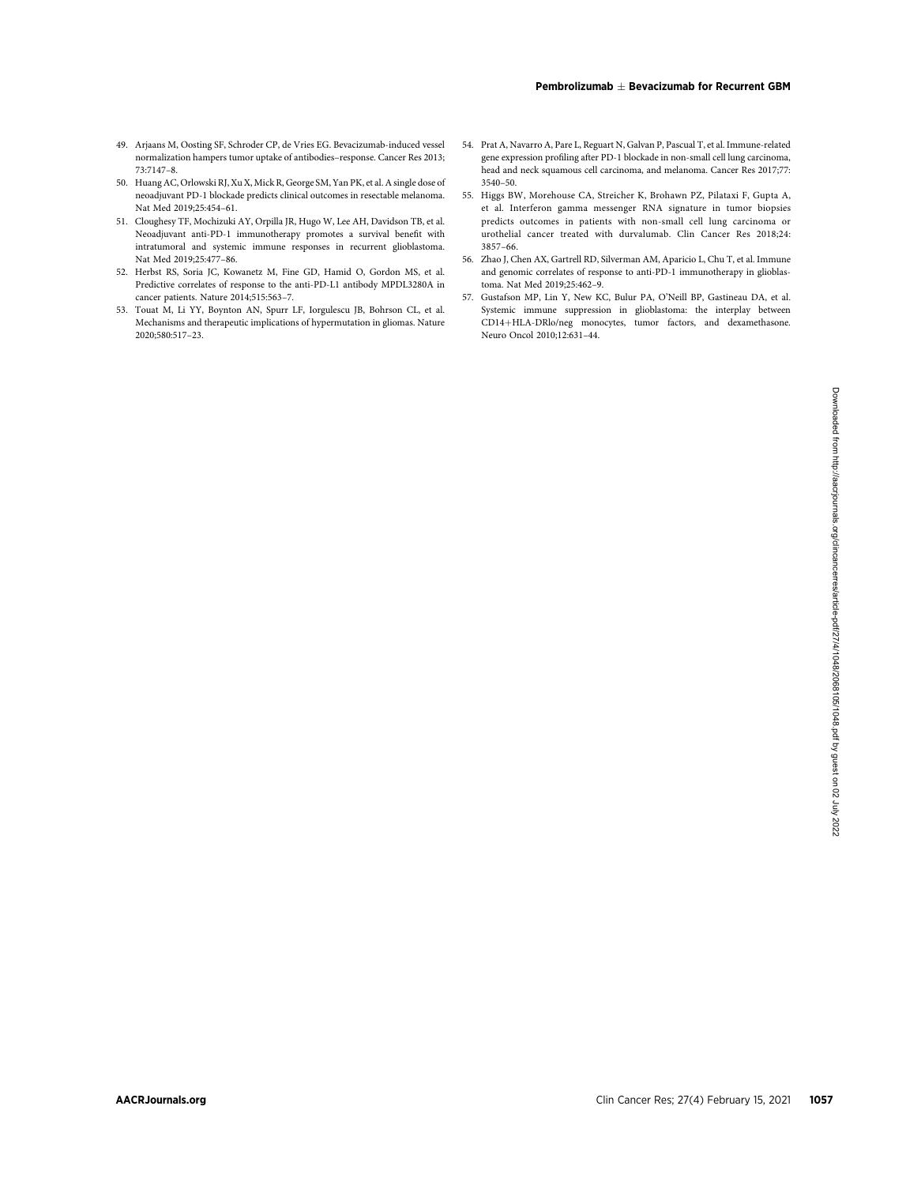49. Arjaans M, Oosting SF, Schroder CP, de Vries EG. Bevacizumab-induced vessel normalization hampers tumor uptake of antibodies–response. Cancer Res 2013; 73:7147–8.
50. Huang AC, Orlowski RJ, Xu X, Mick R, George SM, Yan PK, et al. A single dose of neoadjuvant PD-1 blockade predicts clinical outcomes in resectable melanoma. Nat Med 2019;25:454–61.
51. Cloughesy TF, Mochizuki AY, Orpilla JR, Hugo W, Lee AH, Davidson TB, et al. Neoadjuvant anti-PD-1 immunotherapy promotes a survival benefit with intratumoral and systemic immune responses in recurrent glioblastoma. Nat Med 2019;25:477–86.
52. Herbst RS, Soria JC, Kowanetz M, Fine GD, Hamid O, Gordon MS, et al. Predictive correlates of response to the anti-PD-L1 antibody MPDL3280A in cancer patients. Nature 2014;515:563–7.
53. Touat M, Li YY, Boynton AN, Spurr LF, Iorgulescu JB, Bohrson CL, et al. Mechanisms and therapeutic implications of hypermutation in gliomas. Nature 2020;580:517–23.
54. Prat A, Navarro A, Pare L, Reguart N, Galvan P, Pascual T, et al. Immune-related gene expression profiling after PD-1 blockade in non-small cell lung carcinoma, head and neck squamous cell carcinoma, and melanoma. Cancer Res 2017;77: 3540–50.
55. Higgs BW, Morehouse CA, Streicher K, Brohawn PZ, Pilataxi F, Gupta A, et al. Interferon gamma messenger RNA signature in tumor biopsies predicts outcomes in patients with non-small cell lung carcinoma or urothelial cancer treated with durvalumab. Clin Cancer Res 2018;24: 3857–66.
56. Zhao J, Chen AX, Gartrell RD, Silverman AM, Aparicio L, Chu T, et al. Immune and genomic correlates of response to anti-PD-1 immunotherapy in glioblastoma. Nat Med 2019;25:462–9.
57. Gustafson MP, Lin Y, New KC, Bulur PA, O'Neill BP, Gastineau DA, et al. Systemic immune suppression in glioblastoma: the interplay between CD14+HLA-DRlo/neg monocytes, tumor factors, and dexamethasone. Neuro Oncol 2010;12:631–44.